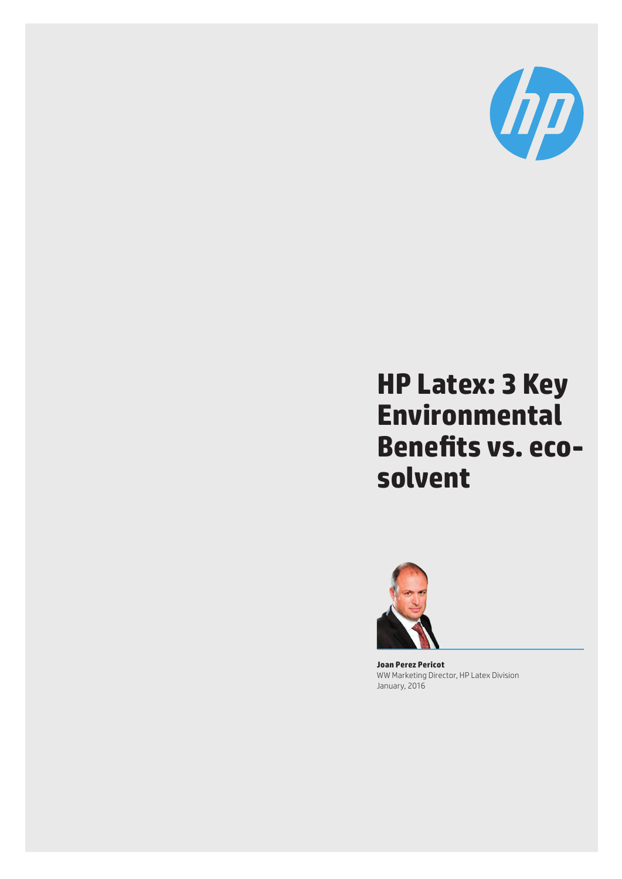# HP Latex: 3 Key Environmental Benefits vs. eco-solvent

**Joan Perez Pericot**
WW Marketing Director, HP Latex Division
January, 2016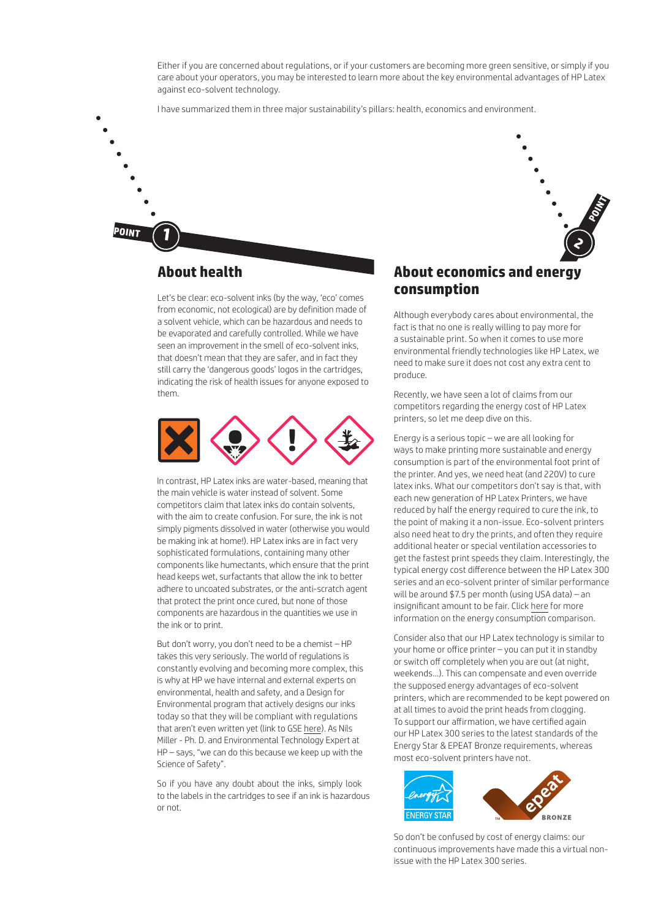Either if you are concerned about regulations, or if your customers are becoming more green sensitive, or simply if you care about your operators, you may be interested to learn more about the key environmental advantages of HP Latex against eco-solvent technology.

I have summarized them in three major sustainability's pillars: health, economics and environment.

POINT 1

## About health

Let's be clear: eco-solvent inks (by the way, 'eco' comes from economic, not ecological) are by definition made of a solvent vehicle, which can be hazardous and needs to be evaporated and carefully controlled. While we have seen an improvement in the smell of eco-solvent inks, that doesn't mean that they are safer, and in fact they still carry the 'dangerous goods' logos in the cartridges, indicating the risk of health issues for anyone exposed to them.

In contrast, HP Latex inks are water-based, meaning that the main vehicle is water instead of solvent. Some competitors claim that latex inks do contain solvents, with the aim to create confusion. For sure, the ink is not simply pigments dissolved in water (otherwise you would be making ink at home!). HP Latex inks are in fact very sophisticated formulations, containing many other components like humectants, which ensure that the print head keeps wet, surfactants that allow the ink to better adhere to uncoated substrates, or the anti-scratch agent that protect the print once cured, but none of those components are hazardous in the quantities we use in the ink or to print.

But don't worry, you don't need to be a chemist – HP takes this very seriously. The world of regulations is constantly evolving and becoming more complex, this is why at HP we have internal and external experts on environmental, health and safety, and a Design for Environmental program that actively designs our inks today so that they will be compliant with regulations that aren't even written yet (link to GSE here). As Nils Miller - Ph. D. and Environmental Technology Expert at HP – says, "we can do this because we keep up with the Science of Safety".

So if you have any doubt about the inks, simply look to the labels in the cartridges to see if an ink is hazardous or not.

POINT 2

## About economics and energy consumption

Although everybody cares about environmental, the fact is that no one is really willing to pay more for a sustainable print. So when it comes to use more environmental friendly technologies like HP Latex, we need to make sure it does not cost any extra cent to produce.

Recently, we have seen a lot of claims from our competitors regarding the energy cost of HP Latex printers, so let me deep dive on this.

Energy is a serious topic – we are all looking for ways to make printing more sustainable and energy consumption is part of the environmental foot print of the printer. And yes, we need heat (and 220V) to cure latex inks. What our competitors don't say is that, with each new generation of HP Latex Printers, we have reduced by half the energy required to cure the ink, to the point of making it a non-issue. Eco-solvent printers also need heat to dry the prints, and often they require additional heater or special ventilation accessories to get the fastest print speeds they claim. Interestingly, the typical energy cost difference between the HP Latex 300 series and an eco-solvent printer of similar performance will be around $7.5 per month (using USA data) – an insignificant amount to be fair. Click here for more information on the energy consumption comparison.

Consider also that our HP Latex technology is similar to your home or office printer – you can put it in standby or switch off completely when you are out (at night, weekends…). This can compensate and even override the supposed energy advantages of eco-solvent printers, which are recommended to be kept powered on at all times to avoid the print heads from clogging. To support our affirmation, we have certified again our HP Latex 300 series to the latest standards of the Energy Star & EPEAT Bronze requirements, whereas most eco-solvent printers have not.

So don't be confused by cost of energy claims: our continuous improvements have made this a virtual non-issue with the HP Latex 300 series.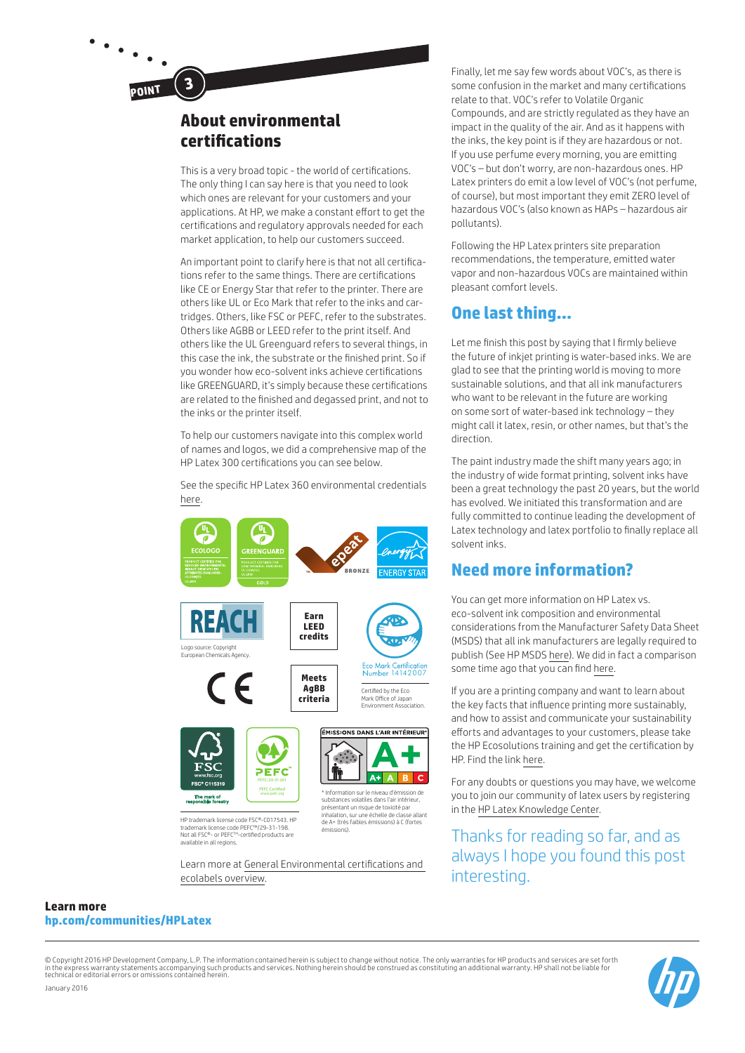POINT 3

## About environmental certifications

This is a very broad topic - the world of certifications. The only thing I can say here is that you need to look which ones are relevant for your customers and your applications. At HP, we make a constant effort to get the certifications and regulatory approvals needed for each market application, to help our customers succeed.

An important point to clarify here is that not all certifications refer to the same things. There are certifications like CE or Energy Star that refer to the printer. There are others like UL or Eco Mark that refer to the inks and cartridges. Others, like FSC or PEFC, refer to the substrates. Others like AGBB or LEED refer to the print itself. And others like the UL Greenguard refers to several things, in this case the ink, the substrate or the finished print. So if you wonder how eco-solvent inks achieve certifications like GREENGUARD, it's simply because these certifications are related to the finished and degassed print, and not to the inks or the printer itself.

To help our customers navigate into this complex world of names and logos, we did a comprehensive map of the HP Latex 300 certifications you can see below.

See the specific HP Latex 360 environmental credentials here.

ECOLOGO
GREENGUARD GOLD
epeat BRONZE
ENERGY STAR

REACH
Logo source: Copyright European Chemicals Agency.

Earn LEED credits

Eco Mark Certification Number 14142007
Certified by the Eco Mark Office of Japan Environment Association.

CE

Meets AgBB criteria

FSC www.fsc.org FSC® C115319
The mark of responsible forestry

PEFC PEFC/29-31-261
PEFC Certified www.pefc.org

HP trademark license code FSC®-C017543. HP trademark license code PEFC™/29-31-198. Not all FSC®- or PEFC™-certified products are available in all regions.

ÉMISSIONS DANS L'AIR INTÉRIEUR* A+

\* Information sur le niveau d'émission de substances volatiles dans l'air intérieur, présentant un risque de toxicité par inhalation, sur une échelle de classe allant de A+ (très faibles émissions) à C (fortes émissions).

Learn more at General Environmental certifications and ecolabels overview.

Finally, let me say few words about VOC's, as there is some confusion in the market and many certifications relate to that. VOC's refer to Volatile Organic Compounds, and are strictly regulated as they have an impact in the quality of the air. And as it happens with the inks, the key point is if they are hazardous or not. If you use perfume every morning, you are emitting VOC's – but don't worry, are non-hazardous ones. HP Latex printers do emit a low level of VOC's (not perfume, of course), but most important they emit ZERO level of hazardous VOC's (also known as HAPs – hazardous air pollutants).

Following the HP Latex printers site preparation recommendations, the temperature, emitted water vapor and non-hazardous VOCs are maintained within pleasant comfort levels.

## One last thing…

Let me finish this post by saying that I firmly believe the future of inkjet printing is water-based inks. We are glad to see that the printing world is moving to more sustainable solutions, and that all ink manufacturers who want to be relevant in the future are working on some sort of water-based ink technology – they might call it latex, resin, or other names, but that's the direction.

The paint industry made the shift many years ago; in the industry of wide format printing, solvent inks have been a great technology the past 20 years, but the world has evolved. We initiated this transformation and are fully committed to continue leading the development of Latex technology and latex portfolio to finally replace all solvent inks.

## Need more information?

You can get more information on HP Latex vs. eco-solvent ink composition and environmental considerations from the Manufacturer Safety Data Sheet (MSDS) that all ink manufacturers are legally required to publish (See HP MSDS here). We did in fact a comparison some time ago that you can find here.

If you are a printing company and want to learn about the key facts that influence printing more sustainably, and how to assist and communicate your sustainability efforts and advantages to your customers, please take the HP Ecosolutions training and get the certification by HP. Find the link here.

For any doubts or questions you may have, we welcome you to join our community of latex users by registering in the HP Latex Knowledge Center.

Thanks for reading so far, and as always I hope you found this post interesting.

**Learn more**
**hp.com/communities/HPLatex**

© Copyright 2016 HP Development Company, L.P. The information contained herein is subject to change without notice. The only warranties for HP products and services are set forth in the express warranty statements accompanying such products and services. Nothing herein should be construed as constituting an additional warranty. HP shall not be liable for technical or editorial errors or omissions contained herein.

January 2016